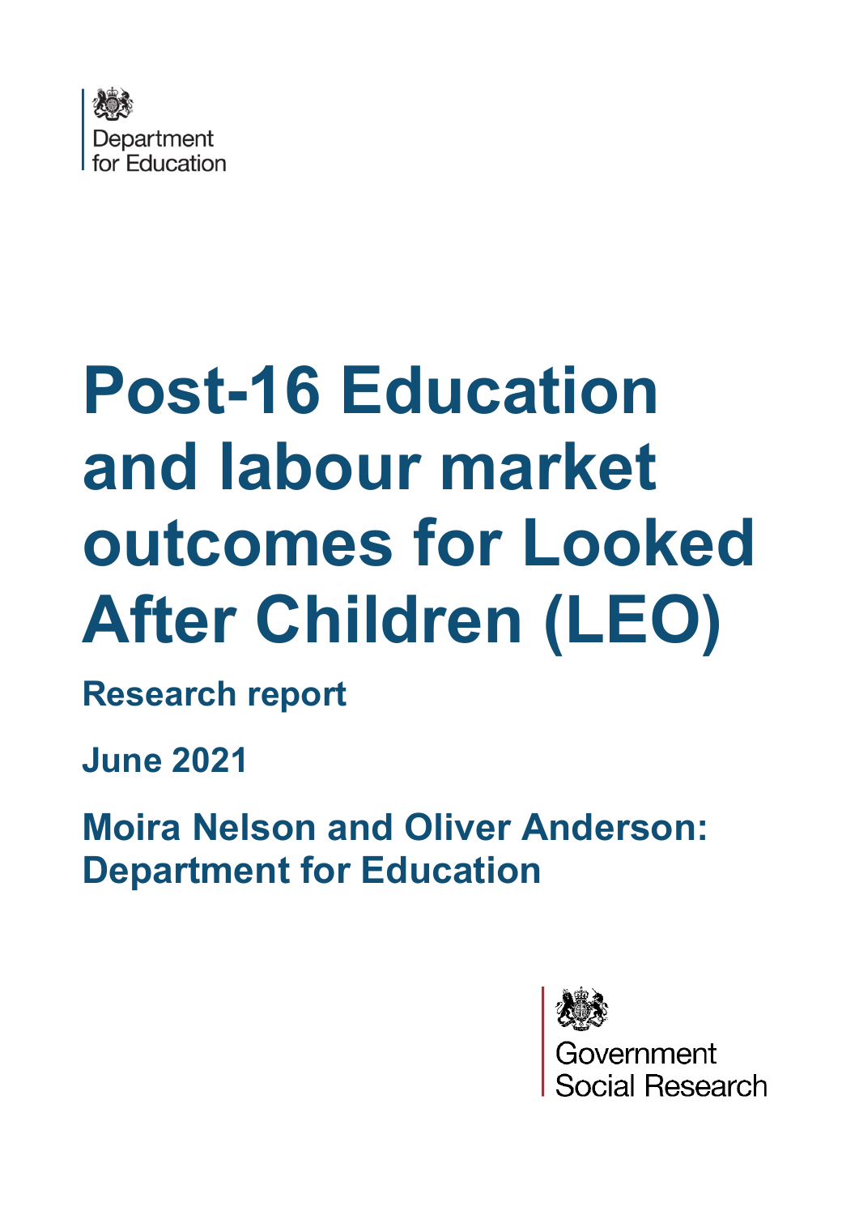Department for Education

# Post-16 Education and labour market outcomes for Looked After Children (LEO)

## Research report

**June 2021**

**Moira Nelson and Oliver Anderson: Department for Education**

Government Social Research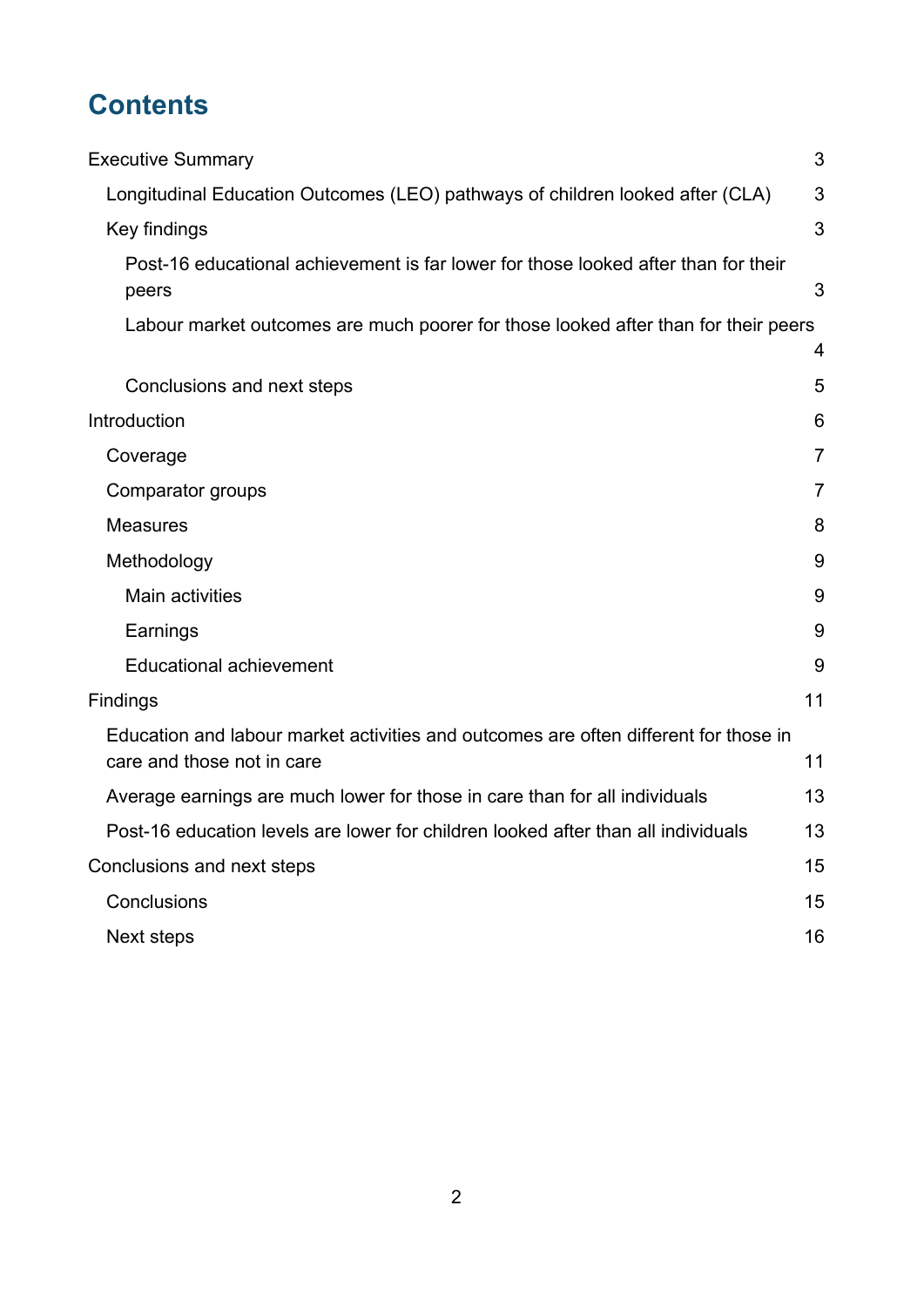# Contents

Executive Summary 3

- Longitudinal Education Outcomes (LEO) pathways of children looked after (CLA) 3
- Key findings 3
  - Post-16 educational achievement is far lower for those looked after than for their peers 3
  - Labour market outcomes are much poorer for those looked after than for their peers 4
  - Conclusions and next steps 5

Introduction 6

- Coverage 7
- Comparator groups 7
- Measures 8
- Methodology 9
  - Main activities 9
  - Earnings 9
  - Educational achievement 9

Findings 11

- Education and labour market activities and outcomes are often different for those in care and those not in care 11
- Average earnings are much lower for those in care than for all individuals 13
- Post-16 education levels are lower for children looked after than all individuals 13

Conclusions and next steps 15

- Conclusions 15
- Next steps 16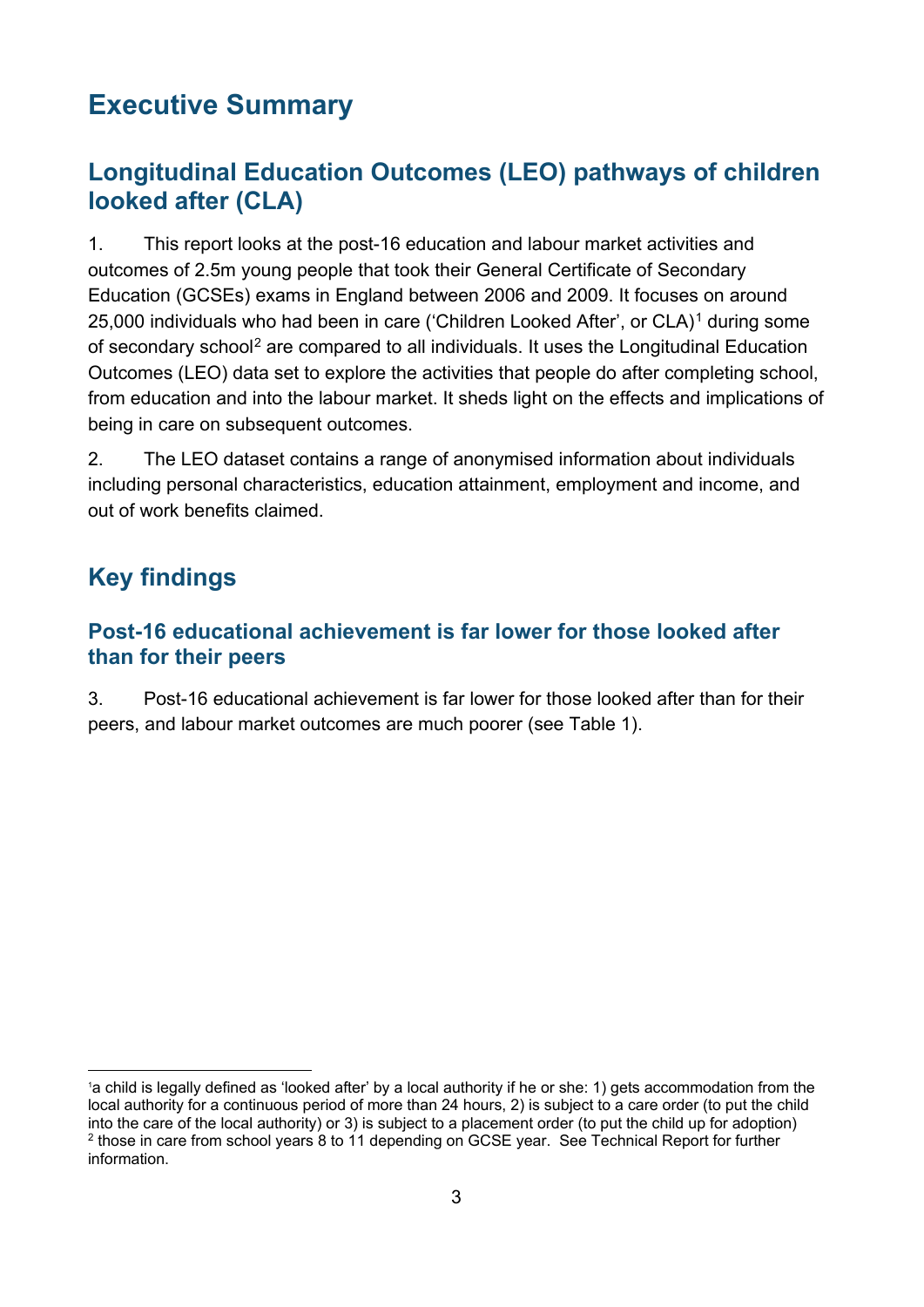# Executive Summary

## Longitudinal Education Outcomes (LEO) pathways of children looked after (CLA)

1. This report looks at the post-16 education and labour market activities and outcomes of 2.5m young people that took their General Certificate of Secondary Education (GCSEs) exams in England between 2006 and 2009. It focuses on around 25,000 individuals who had been in care ('Children Looked After', or CLA)[1] during some of secondary school[2] are compared to all individuals. It uses the Longitudinal Education Outcomes (LEO) data set to explore the activities that people do after completing school, from education and into the labour market. It sheds light on the effects and implications of being in care on subsequent outcomes.

2. The LEO dataset contains a range of anonymised information about individuals including personal characteristics, education attainment, employment and income, and out of work benefits claimed.

## Key findings

### Post-16 educational achievement is far lower for those looked after than for their peers

3. Post-16 educational achievement is far lower for those looked after than for their peers, and labour market outcomes are much poorer (see Table 1).

---

[1] a child is legally defined as 'looked after' by a local authority if he or she: 1) gets accommodation from the local authority for a continuous period of more than 24 hours, 2) is subject to a care order (to put the child into the care of the local authority) or 3) is subject to a placement order (to put the child up for adoption)

[2] those in care from school years 8 to 11 depending on GCSE year. See Technical Report for further information.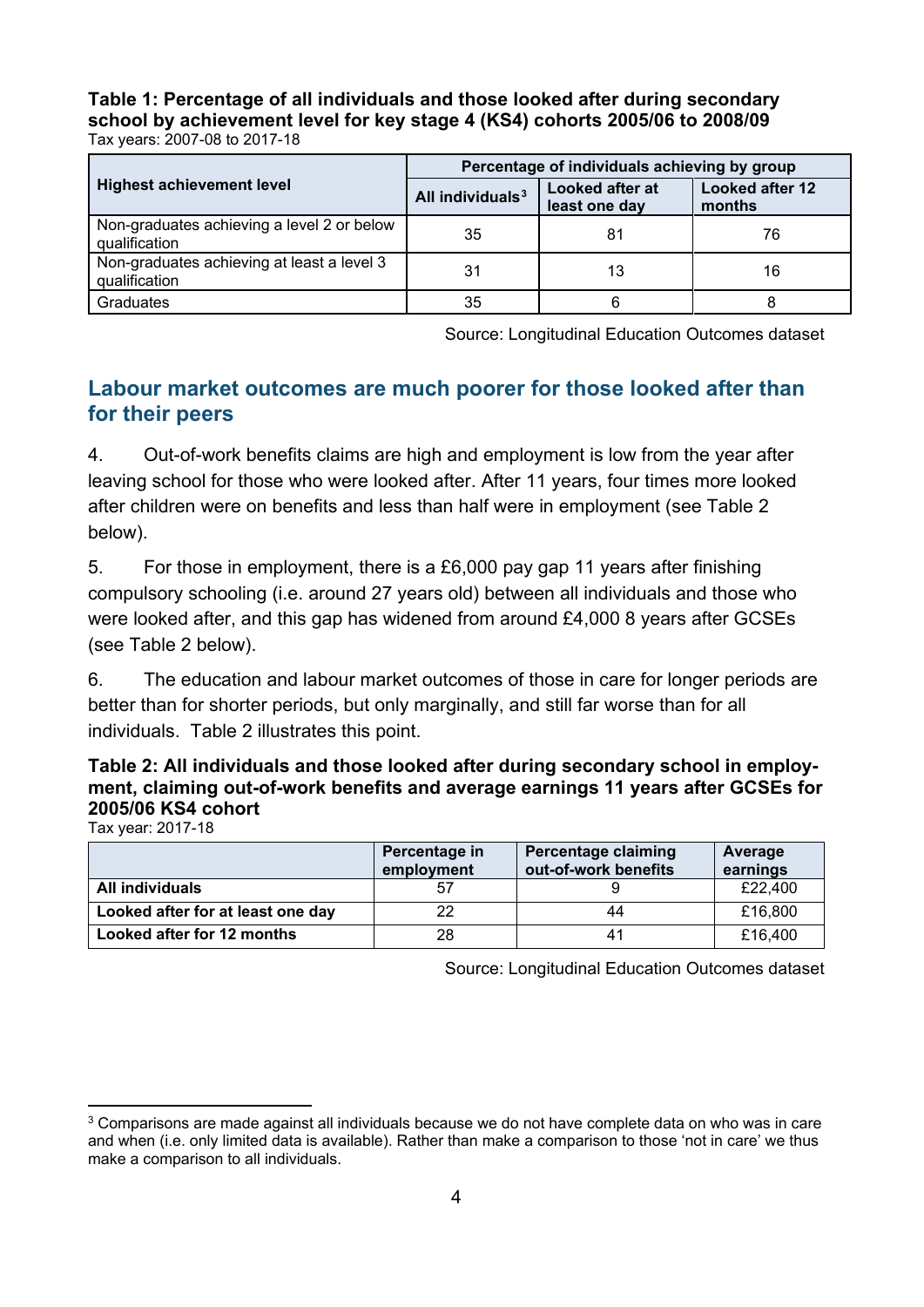**Table 1: Percentage of all individuals and those looked after during secondary school by achievement level for key stage 4 (KS4) cohorts 2005/06 to 2008/09**
Tax years: 2007-08 to 2017-18

| Highest achievement level | Percentage of individuals achieving by group | | |
|---|---|---|---|
| | All individuals[3] | Looked after at least one day | Looked after 12 months |
| Non-graduates achieving a level 2 or below qualification | 35 | 81 | 76 |
| Non-graduates achieving at least a level 3 qualification | 31 | 13 | 16 |
| Graduates | 35 | 6 | 8 |

Source: Longitudinal Education Outcomes dataset

## Labour market outcomes are much poorer for those looked after than for their peers

4. Out-of-work benefits claims are high and employment is low from the year after leaving school for those who were looked after. After 11 years, four times more looked after children were on benefits and less than half were in employment (see Table 2 below).

5. For those in employment, there is a £6,000 pay gap 11 years after finishing compulsory schooling (i.e. around 27 years old) between all individuals and those who were looked after, and this gap has widened from around £4,000 8 years after GCSEs (see Table 2 below).

6. The education and labour market outcomes of those in care for longer periods are better than for shorter periods, but only marginally, and still far worse than for all individuals. Table 2 illustrates this point.

**Table 2: All individuals and those looked after during secondary school in employment, claiming out-of-work benefits and average earnings 11 years after GCSEs for 2005/06 KS4 cohort**
Tax year: 2017-18

| | Percentage in employment | Percentage claiming out-of-work benefits | Average earnings |
|---|---|---|---|
| **All individuals** | 57 | 9 | £22,400 |
| **Looked after for at least one day** | 22 | 44 | £16,800 |
| **Looked after for 12 months** | 28 | 41 | £16,400 |

Source: Longitudinal Education Outcomes dataset

[3] Comparisons are made against all individuals because we do not have complete data on who was in care and when (i.e. only limited data is available). Rather than make a comparison to those 'not in care' we thus make a comparison to all individuals.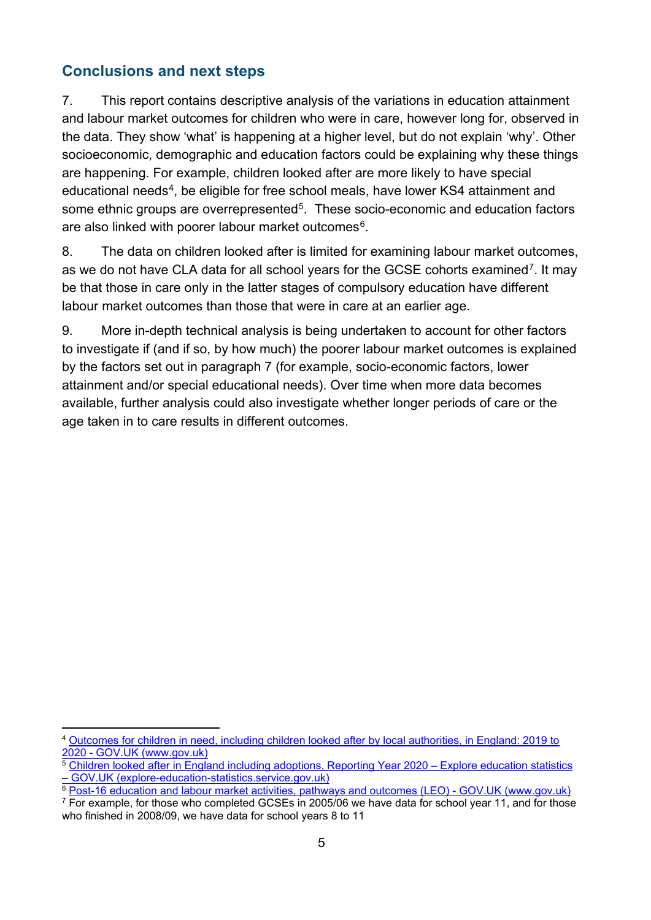## Conclusions and next steps

7. This report contains descriptive analysis of the variations in education attainment and labour market outcomes for children who were in care, however long for, observed in the data. They show 'what' is happening at a higher level, but do not explain 'why'. Other socioeconomic, demographic and education factors could be explaining why these things are happening. For example, children looked after are more likely to have special educational needs[4], be eligible for free school meals, have lower KS4 attainment and some ethnic groups are overrepresented[5]. These socio-economic and education factors are also linked with poorer labour market outcomes[6].

8. The data on children looked after is limited for examining labour market outcomes, as we do not have CLA data for all school years for the GCSE cohorts examined[7]. It may be that those in care only in the latter stages of compulsory education have different labour market outcomes than those that were in care at an earlier age.

9. More in-depth technical analysis is being undertaken to account for other factors to investigate if (and if so, by how much) the poorer labour market outcomes is explained by the factors set out in paragraph 7 (for example, socio-economic factors, lower attainment and/or special educational needs). Over time when more data becomes available, further analysis could also investigate whether longer periods of care or the age taken in to care results in different outcomes.

---

[4] Outcomes for children in need, including children looked after by local authorities, in England: 2019 to 2020 - GOV.UK (www.gov.uk)

[5] Children looked after in England including adoptions, Reporting Year 2020 – Explore education statistics – GOV.UK (explore-education-statistics.service.gov.uk)

[6] Post-16 education and labour market activities, pathways and outcomes (LEO) - GOV.UK (www.gov.uk)

[7] For example, for those who completed GCSEs in 2005/06 we have data for school year 11, and for those who finished in 2008/09, we have data for school years 8 to 11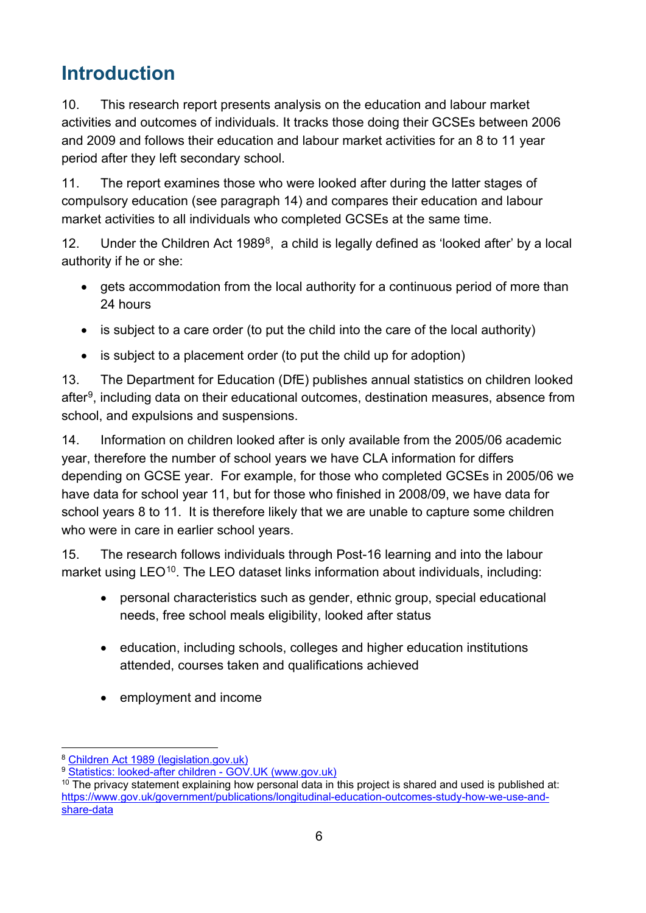# Introduction

10. This research report presents analysis on the education and labour market activities and outcomes of individuals. It tracks those doing their GCSEs between 2006 and 2009 and follows their education and labour market activities for an 8 to 11 year period after they left secondary school.

11. The report examines those who were looked after during the latter stages of compulsory education (see paragraph 14) and compares their education and labour market activities to all individuals who completed GCSEs at the same time.

12. Under the Children Act 1989[8], a child is legally defined as 'looked after' by a local authority if he or she:

- gets accommodation from the local authority for a continuous period of more than 24 hours
- is subject to a care order (to put the child into the care of the local authority)
- is subject to a placement order (to put the child up for adoption)

13. The Department for Education (DfE) publishes annual statistics on children looked after[9], including data on their educational outcomes, destination measures, absence from school, and expulsions and suspensions.

14. Information on children looked after is only available from the 2005/06 academic year, therefore the number of school years we have CLA information for differs depending on GCSE year. For example, for those who completed GCSEs in 2005/06 we have data for school year 11, but for those who finished in 2008/09, we have data for school years 8 to 11. It is therefore likely that we are unable to capture some children who were in care in earlier school years.

15. The research follows individuals through Post-16 learning and into the labour market using LEO[10]. The LEO dataset links information about individuals, including:

- personal characteristics such as gender, ethnic group, special educational needs, free school meals eligibility, looked after status
- education, including schools, colleges and higher education institutions attended, courses taken and qualifications achieved
- employment and income

---

[8] Children Act 1989 (legislation.gov.uk)

[9] Statistics: looked-after children - GOV.UK (www.gov.uk)

[10] The privacy statement explaining how personal data in this project is shared and used is published at: https://www.gov.uk/government/publications/longitudinal-education-outcomes-study-how-we-use-and-share-data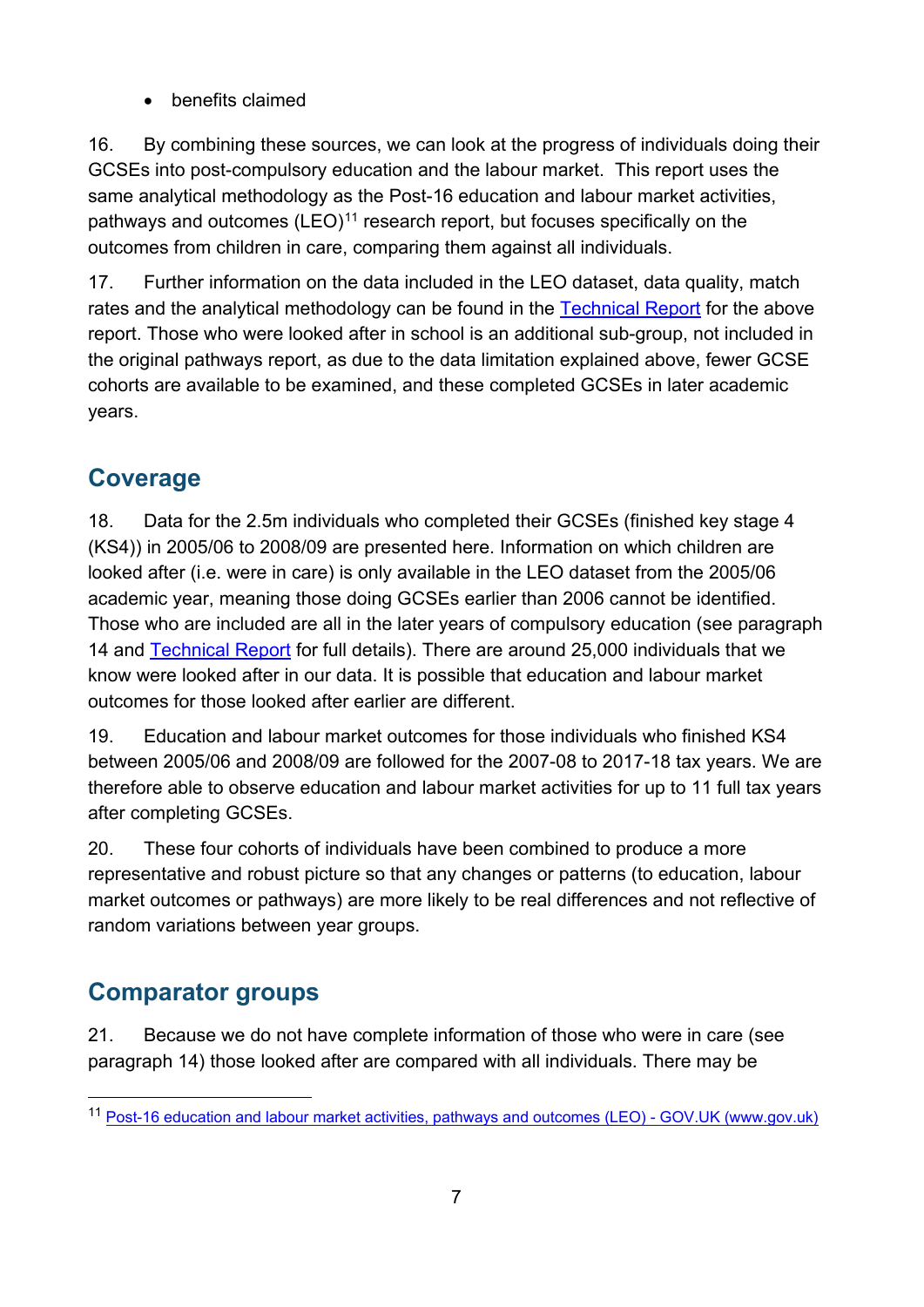- benefits claimed

16. By combining these sources, we can look at the progress of individuals doing their GCSEs into post-compulsory education and the labour market. This report uses the same analytical methodology as the Post-16 education and labour market activities, pathways and outcomes (LEO)[11] research report, but focuses specifically on the outcomes from children in care, comparing them against all individuals.

17. Further information on the data included in the LEO dataset, data quality, match rates and the analytical methodology can be found in the [Technical Report](#) for the above report. Those who were looked after in school is an additional sub-group, not included in the original pathways report, as due to the data limitation explained above, fewer GCSE cohorts are available to be examined, and these completed GCSEs in later academic years.

## Coverage

18. Data for the 2.5m individuals who completed their GCSEs (finished key stage 4 (KS4)) in 2005/06 to 2008/09 are presented here. Information on which children are looked after (i.e. were in care) is only available in the LEO dataset from the 2005/06 academic year, meaning those doing GCSEs earlier than 2006 cannot be identified. Those who are included are all in the later years of compulsory education (see paragraph 14 and [Technical Report](#) for full details). There are around 25,000 individuals that we know were looked after in our data. It is possible that education and labour market outcomes for those looked after earlier are different.

19. Education and labour market outcomes for those individuals who finished KS4 between 2005/06 and 2008/09 are followed for the 2007-08 to 2017-18 tax years. We are therefore able to observe education and labour market activities for up to 11 full tax years after completing GCSEs.

20. These four cohorts of individuals have been combined to produce a more representative and robust picture so that any changes or patterns (to education, labour market outcomes or pathways) are more likely to be real differences and not reflective of random variations between year groups.

## Comparator groups

21. Because we do not have complete information of those who were in care (see paragraph 14) those looked after are compared with all individuals. There may be

---

[11] [Post-16 education and labour market activities, pathways and outcomes (LEO) - GOV.UK (www.gov.uk)](#)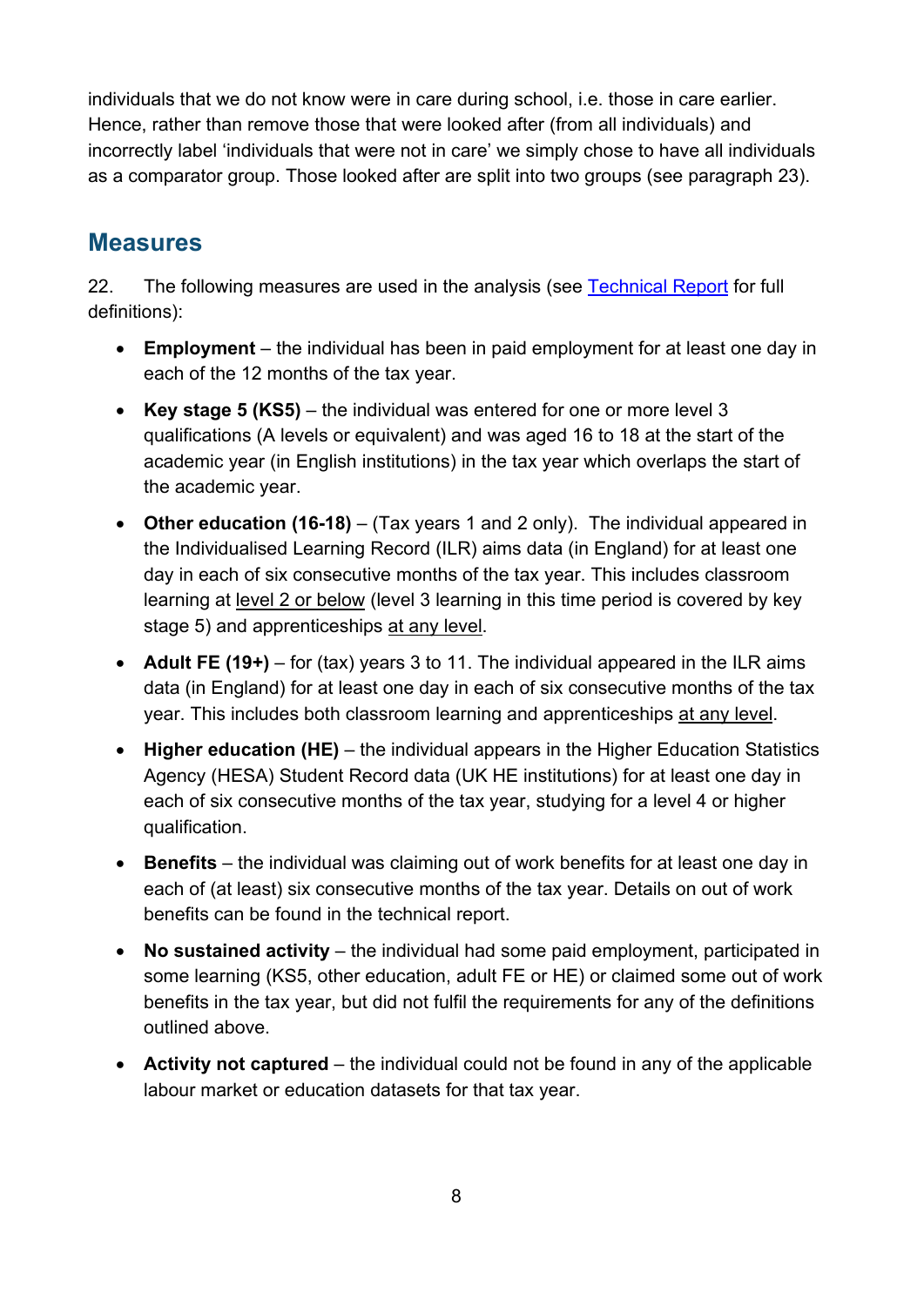individuals that we do not know were in care during school, i.e. those in care earlier. Hence, rather than remove those that were looked after (from all individuals) and incorrectly label 'individuals that were not in care' we simply chose to have all individuals as a comparator group. Those looked after are split into two groups (see paragraph 23).

## Measures

22. The following measures are used in the analysis (see [Technical Report]() for full definitions):

- **Employment** – the individual has been in paid employment for at least one day in each of the 12 months of the tax year.
- **Key stage 5 (KS5)** – the individual was entered for one or more level 3 qualifications (A levels or equivalent) and was aged 16 to 18 at the start of the academic year (in English institutions) in the tax year which overlaps the start of the academic year.
- **Other education (16-18)** – (Tax years 1 and 2 only). The individual appeared in the Individualised Learning Record (ILR) aims data (in England) for at least one day in each of six consecutive months of the tax year. This includes classroom learning at level 2 or below (level 3 learning in this time period is covered by key stage 5) and apprenticeships at any level.
- **Adult FE (19+)** – for (tax) years 3 to 11. The individual appeared in the ILR aims data (in England) for at least one day in each of six consecutive months of the tax year. This includes both classroom learning and apprenticeships at any level.
- **Higher education (HE)** – the individual appears in the Higher Education Statistics Agency (HESA) Student Record data (UK HE institutions) for at least one day in each of six consecutive months of the tax year, studying for a level 4 or higher qualification.
- **Benefits** – the individual was claiming out of work benefits for at least one day in each of (at least) six consecutive months of the tax year. Details on out of work benefits can be found in the technical report.
- **No sustained activity** – the individual had some paid employment, participated in some learning (KS5, other education, adult FE or HE) or claimed some out of work benefits in the tax year, but did not fulfil the requirements for any of the definitions outlined above.
- **Activity not captured** – the individual could not be found in any of the applicable labour market or education datasets for that tax year.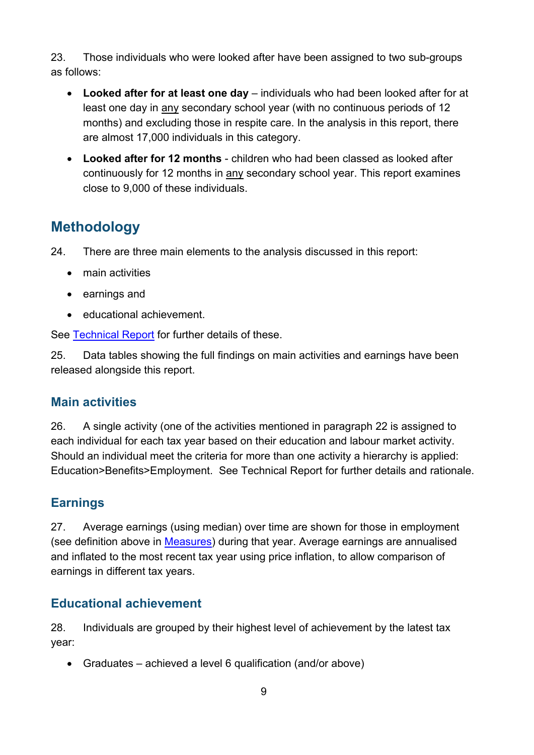23. Those individuals who were looked after have been assigned to two sub-groups as follows:

- **Looked after for at least one day** – individuals who had been looked after for at least one day in any secondary school year (with no continuous periods of 12 months) and excluding those in respite care. In the analysis in this report, there are almost 17,000 individuals in this category.
- **Looked after for 12 months** - children who had been classed as looked after continuously for 12 months in any secondary school year. This report examines close to 9,000 of these individuals.

## Methodology

24. There are three main elements to the analysis discussed in this report:

- main activities
- earnings and
- educational achievement.

See Technical Report for further details of these.

25. Data tables showing the full findings on main activities and earnings have been released alongside this report.

### Main activities

26. A single activity (one of the activities mentioned in paragraph 22 is assigned to each individual for each tax year based on their education and labour market activity. Should an individual meet the criteria for more than one activity a hierarchy is applied: Education>Benefits>Employment. See Technical Report for further details and rationale.

### Earnings

27. Average earnings (using median) over time are shown for those in employment (see definition above in Measures) during that year. Average earnings are annualised and inflated to the most recent tax year using price inflation, to allow comparison of earnings in different tax years.

### Educational achievement

28. Individuals are grouped by their highest level of achievement by the latest tax year:

- Graduates – achieved a level 6 qualification (and/or above)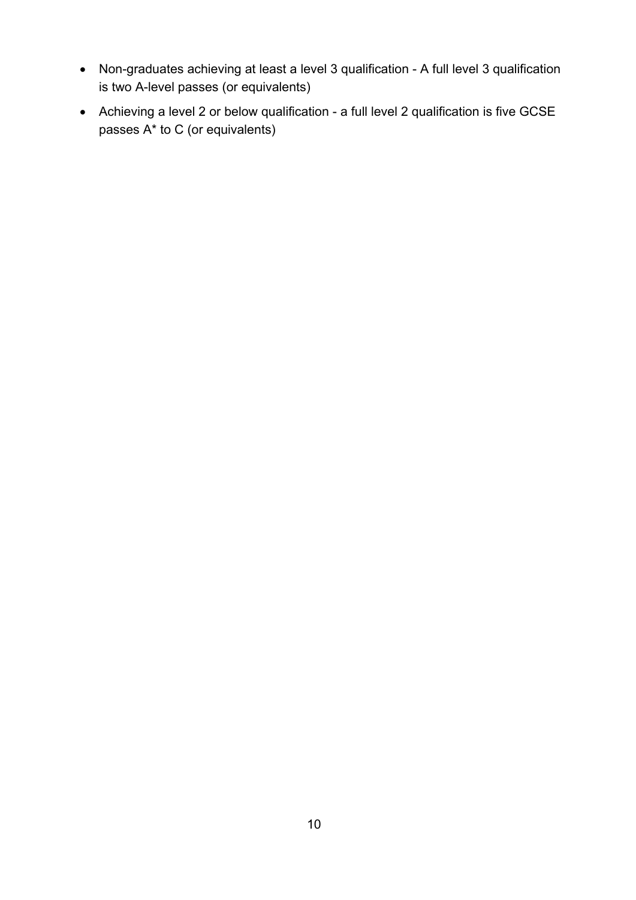- Non-graduates achieving at least a level 3 qualification - A full level 3 qualification is two A-level passes (or equivalents)
- Achieving a level 2 or below qualification - a full level 2 qualification is five GCSE passes A* to C (or equivalents)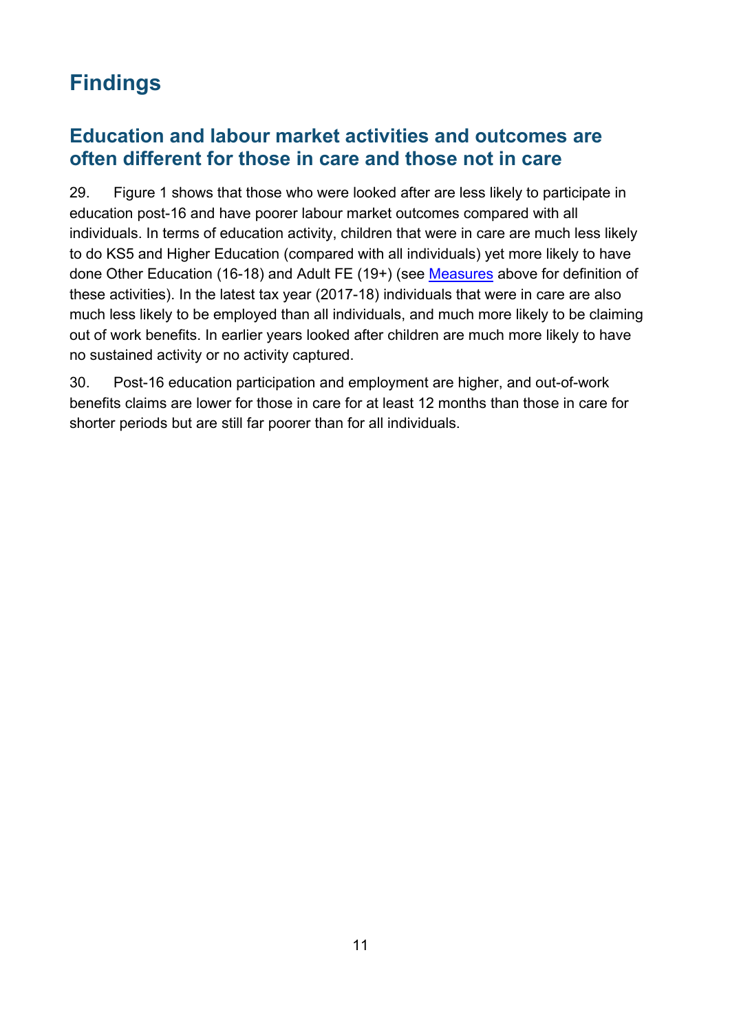# Findings

## Education and labour market activities and outcomes are often different for those in care and those not in care

29. Figure 1 shows that those who were looked after are less likely to participate in education post-16 and have poorer labour market outcomes compared with all individuals. In terms of education activity, children that were in care are much less likely to do KS5 and Higher Education (compared with all individuals) yet more likely to have done Other Education (16-18) and Adult FE (19+) (see Measures above for definition of these activities). In the latest tax year (2017-18) individuals that were in care are also much less likely to be employed than all individuals, and much more likely to be claiming out of work benefits. In earlier years looked after children are much more likely to have no sustained activity or no activity captured.

30. Post-16 education participation and employment are higher, and out-of-work benefits claims are lower for those in care for at least 12 months than those in care for shorter periods but are still far poorer than for all individuals.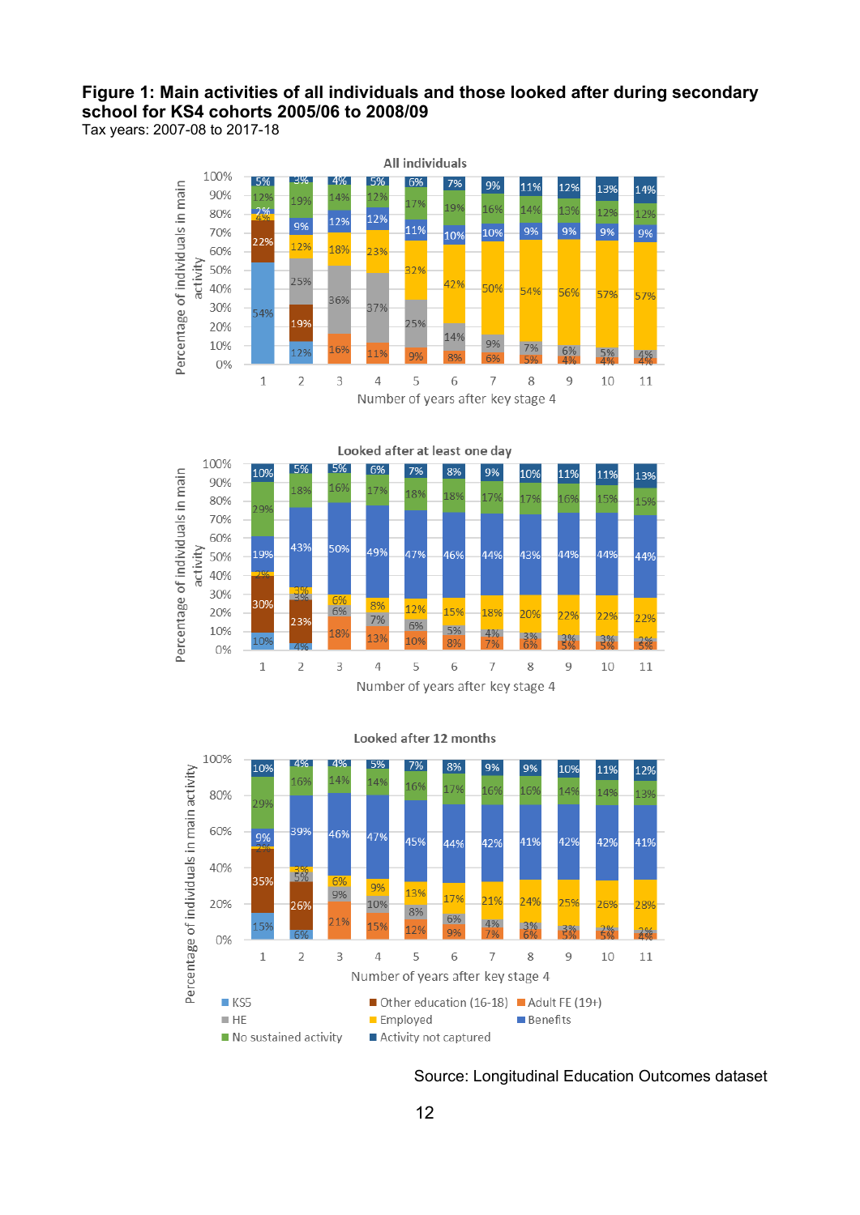**Figure 1: Main activities of all individuals and those looked after during secondary school for KS4 cohorts 2005/06 to 2008/09**

Tax years: 2007-08 to 2017-18

Source: Longitudinal Education Outcomes dataset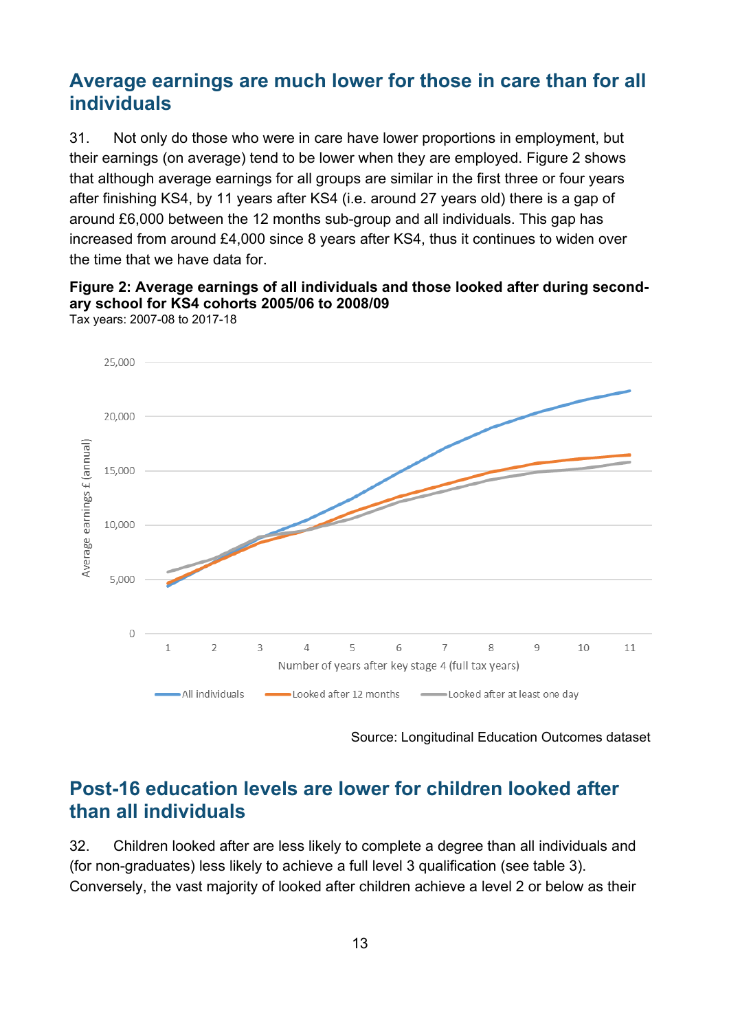## Average earnings are much lower for those in care than for all individuals

31. Not only do those who were in care have lower proportions in employment, but their earnings (on average) tend to be lower when they are employed. Figure 2 shows that although average earnings for all groups are similar in the first three or four years after finishing KS4, by 11 years after KS4 (i.e. around 27 years old) there is a gap of around £6,000 between the 12 months sub-group and all individuals. This gap has increased from around £4,000 since 8 years after KS4, thus it continues to widen over the time that we have data for.

**Figure 2: Average earnings of all individuals and those looked after during secondary school for KS4 cohorts 2005/06 to 2008/09**
Tax years: 2007-08 to 2017-18

Source: Longitudinal Education Outcomes dataset

## Post-16 education levels are lower for children looked after than all individuals

32. Children looked after are less likely to complete a degree than all individuals and (for non-graduates) less likely to achieve a full level 3 qualification (see table 3). Conversely, the vast majority of looked after children achieve a level 2 or below as their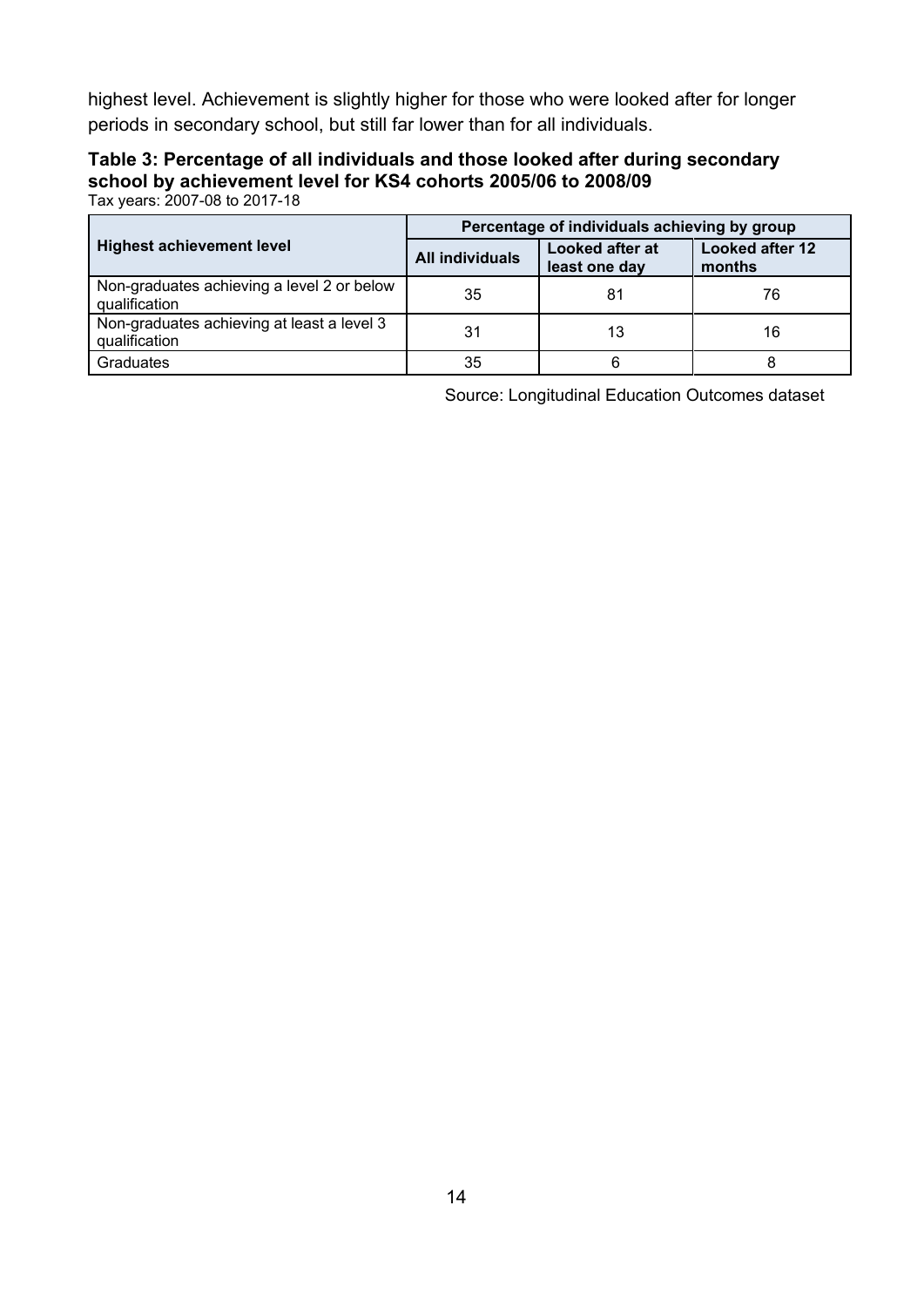highest level. Achievement is slightly higher for those who were looked after for longer periods in secondary school, but still far lower than for all individuals.

**Table 3: Percentage of all individuals and those looked after during secondary school by achievement level for KS4 cohorts 2005/06 to 2008/09**
Tax years: 2007-08 to 2017-18

| Highest achievement level | Percentage of individuals achieving by group | | |
|---|---|---|---|
| | All individuals | Looked after at least one day | Looked after 12 months |
| Non-graduates achieving a level 2 or below qualification | 35 | 81 | 76 |
| Non-graduates achieving at least a level 3 qualification | 31 | 13 | 16 |
| Graduates | 35 | 6 | 8 |

Source: Longitudinal Education Outcomes dataset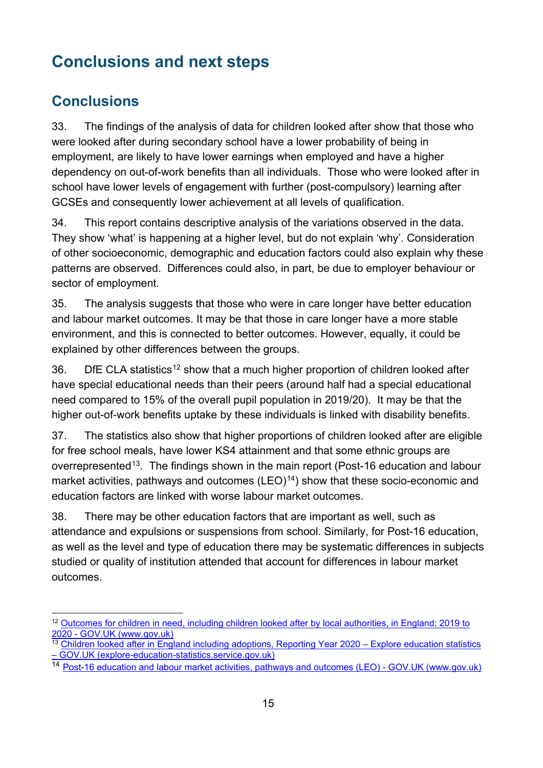# Conclusions and next steps

## Conclusions

33. The findings of the analysis of data for children looked after show that those who were looked after during secondary school have a lower probability of being in employment, are likely to have lower earnings when employed and have a higher dependency on out-of-work benefits than all individuals. Those who were looked after in school have lower levels of engagement with further (post-compulsory) learning after GCSEs and consequently lower achievement at all levels of qualification.

34. This report contains descriptive analysis of the variations observed in the data. They show 'what' is happening at a higher level, but do not explain 'why'. Consideration of other socioeconomic, demographic and education factors could also explain why these patterns are observed. Differences could also, in part, be due to employer behaviour or sector of employment.

35. The analysis suggests that those who were in care longer have better education and labour market outcomes. It may be that those in care longer have a more stable environment, and this is connected to better outcomes. However, equally, it could be explained by other differences between the groups.

36. DfE CLA statistics[12] show that a much higher proportion of children looked after have special educational needs than their peers (around half had a special educational need compared to 15% of the overall pupil population in 2019/20). It may be that the higher out-of-work benefits uptake by these individuals is linked with disability benefits.

37. The statistics also show that higher proportions of children looked after are eligible for free school meals, have lower KS4 attainment and that some ethnic groups are overrepresented[13]. The findings shown in the main report (Post-16 education and labour market activities, pathways and outcomes (LEO)[14]) show that these socio-economic and education factors are linked with worse labour market outcomes.

38. There may be other education factors that are important as well, such as attendance and expulsions or suspensions from school. Similarly, for Post-16 education, as well as the level and type of education there may be systematic differences in subjects studied or quality of institution attended that account for differences in labour market outcomes.

---

[12] Outcomes for children in need, including children looked after by local authorities, in England: 2019 to 2020 - GOV.UK (www.gov.uk)

[13] Children looked after in England including adoptions, Reporting Year 2020 – Explore education statistics – GOV.UK (explore-education-statistics.service.gov.uk)

[14] Post-16 education and labour market activities, pathways and outcomes (LEO) - GOV.UK (www.gov.uk)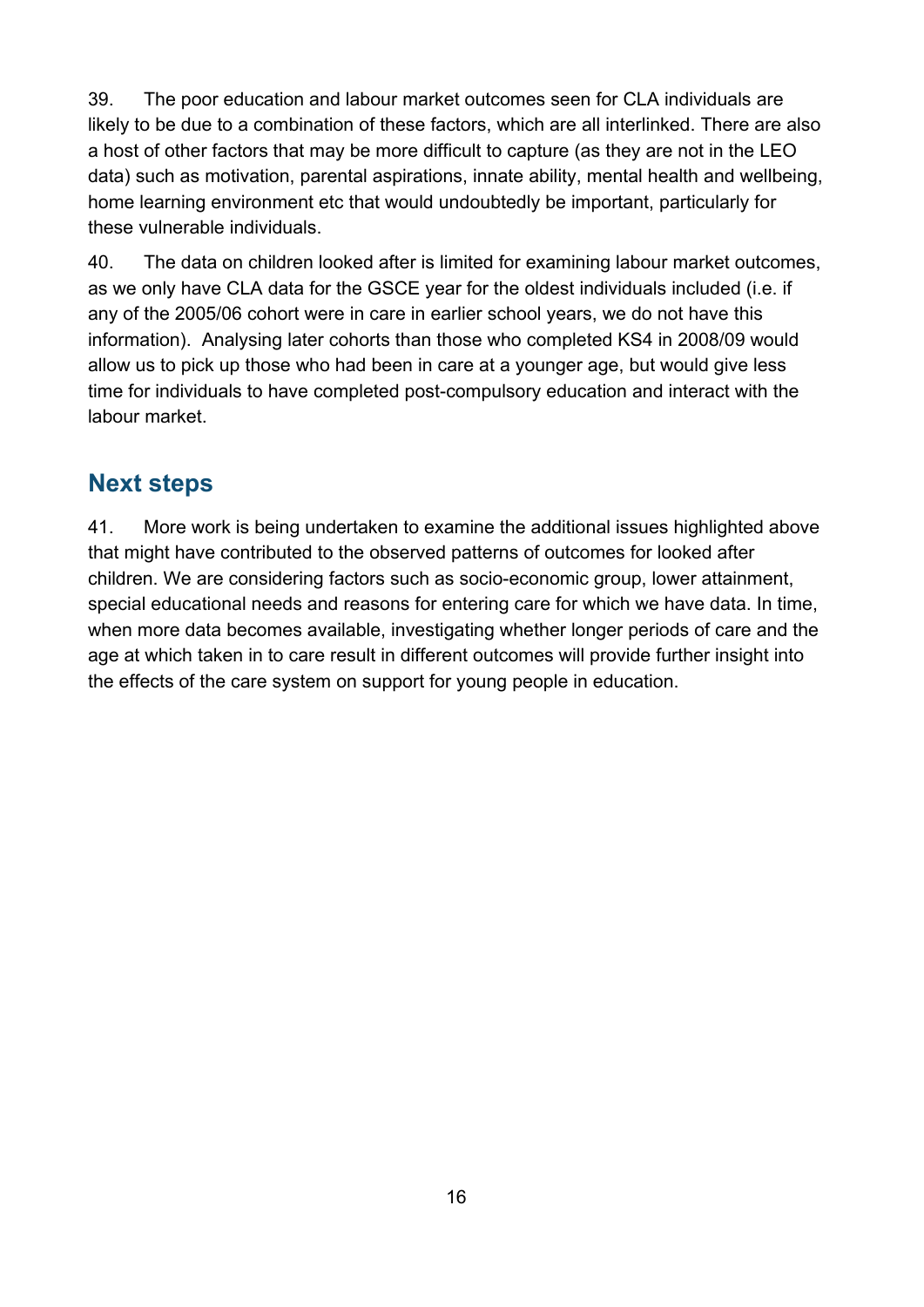39. The poor education and labour market outcomes seen for CLA individuals are likely to be due to a combination of these factors, which are all interlinked. There are also a host of other factors that may be more difficult to capture (as they are not in the LEO data) such as motivation, parental aspirations, innate ability, mental health and wellbeing, home learning environment etc that would undoubtedly be important, particularly for these vulnerable individuals.

40. The data on children looked after is limited for examining labour market outcomes, as we only have CLA data for the GSCE year for the oldest individuals included (i.e. if any of the 2005/06 cohort were in care in earlier school years, we do not have this information). Analysing later cohorts than those who completed KS4 in 2008/09 would allow us to pick up those who had been in care at a younger age, but would give less time for individuals to have completed post-compulsory education and interact with the labour market.

## Next steps

41. More work is being undertaken to examine the additional issues highlighted above that might have contributed to the observed patterns of outcomes for looked after children. We are considering factors such as socio-economic group, lower attainment, special educational needs and reasons for entering care for which we have data. In time, when more data becomes available, investigating whether longer periods of care and the age at which taken in to care result in different outcomes will provide further insight into the effects of the care system on support for young people in education.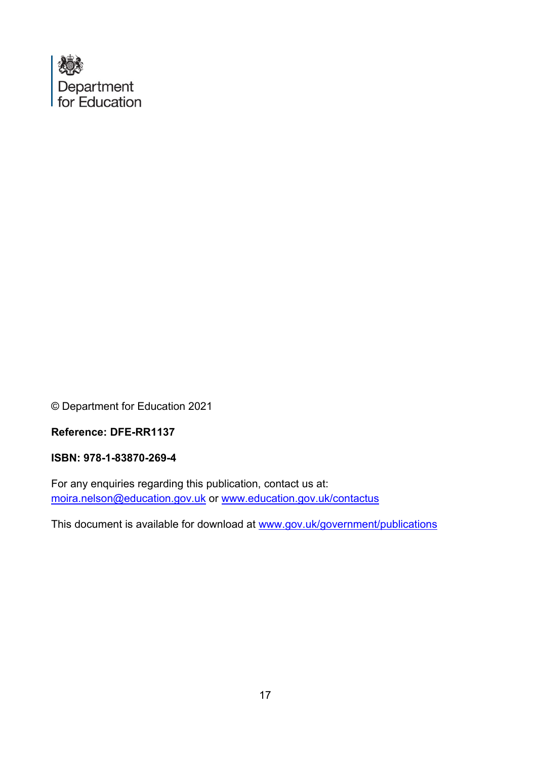Department for Education

© Department for Education 2021

**Reference: DFE-RR1137**

**ISBN: 978-1-83870-269-4**

For any enquiries regarding this publication, contact us at: moira.nelson@education.gov.uk or www.education.gov.uk/contactus

This document is available for download at www.gov.uk/government/publications